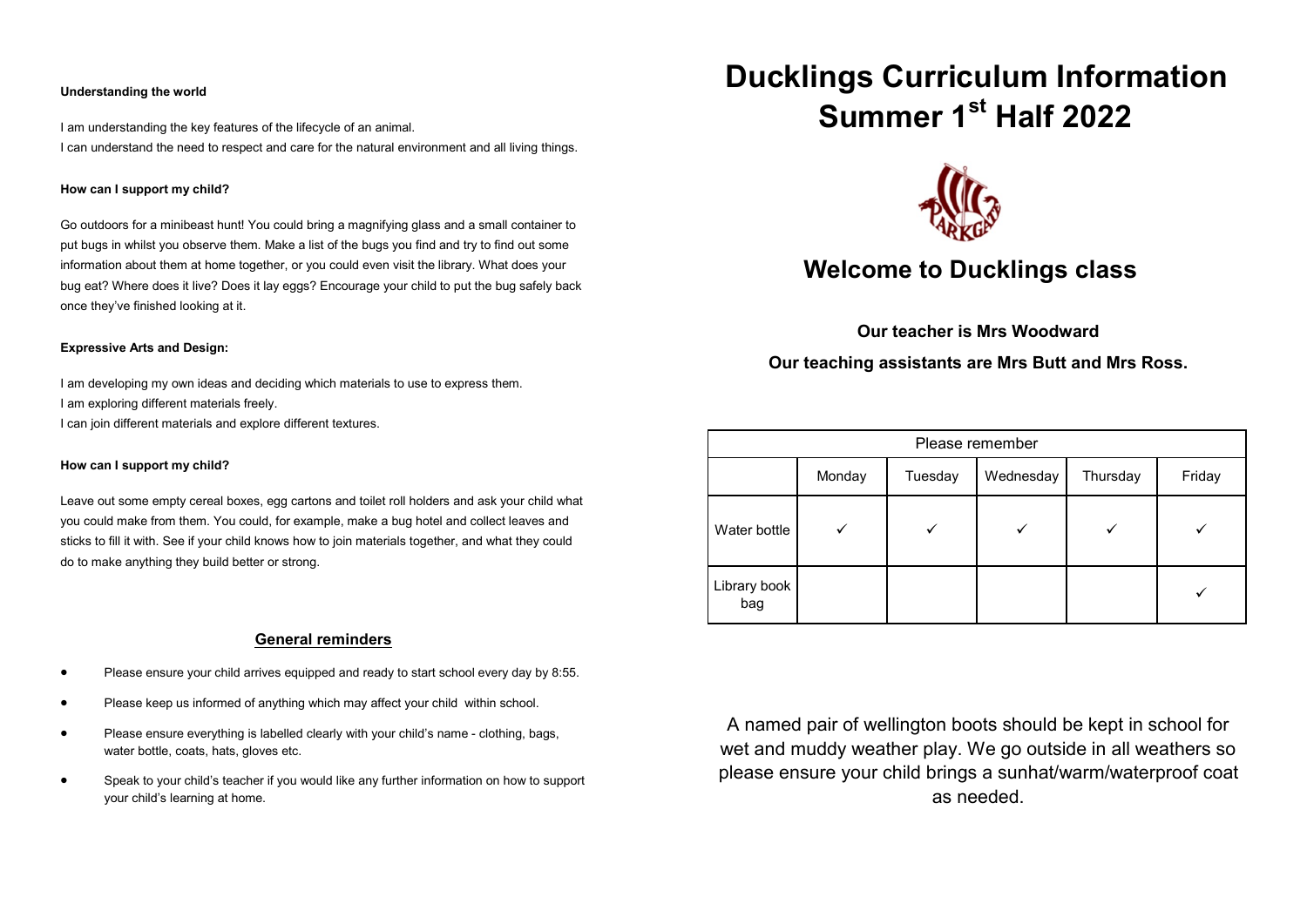**Understanding the world**

I am understanding the key features of the lifecycle of an animal.
I can understand the need to respect and care for the natural environment and all living things.

**How can I support my child?**

Go outdoors for a minibeast hunt! You could bring a magnifying glass and a small container to put bugs in whilst you observe them. Make a list of the bugs you find and try to find out some information about them at home together, or you could even visit the library. What does your bug eat? Where does it live? Does it lay eggs? Encourage your child to put the bug safely back once they've finished looking at it.

**Expressive Arts and Design:**

I am developing my own ideas and deciding which materials to use to express them.
I am exploring different materials freely.
I can join different materials and explore different textures.

**How can I support my child?**

Leave out some empty cereal boxes, egg cartons and toilet roll holders and ask your child what you could make from them. You could, for example, make a bug hotel and collect leaves and sticks to fill it with. See if your child knows how to join materials together, and what they could do to make anything they build better or strong.

## General reminders

- Please ensure your child arrives equipped and ready to start school every day by 8:55.
- Please keep us informed of anything which may affect your child within school.
- Please ensure everything is labelled clearly with your child's name - clothing, bags, water bottle, coats, hats, gloves etc.
- Speak to your child's teacher if you would like any further information on how to support your child's learning at home.

# Ducklings Curriculum Information Summer 1st Half 2022

## Welcome to Ducklings class

**Our teacher is Mrs Woodward**

**Our teaching assistants are Mrs Butt and Mrs Ross.**

| Please remember | | | | | |
|---|---|---|---|---|---|
| | Monday | Tuesday | Wednesday | Thursday | Friday |
| Water bottle | ✓ | ✓ | ✓ | ✓ | ✓ |
| Library book bag | | | | | ✓ |

A named pair of wellington boots should be kept in school for wet and muddy weather play. We go outside in all weathers so please ensure your child brings a sunhat/warm/waterproof coat as needed.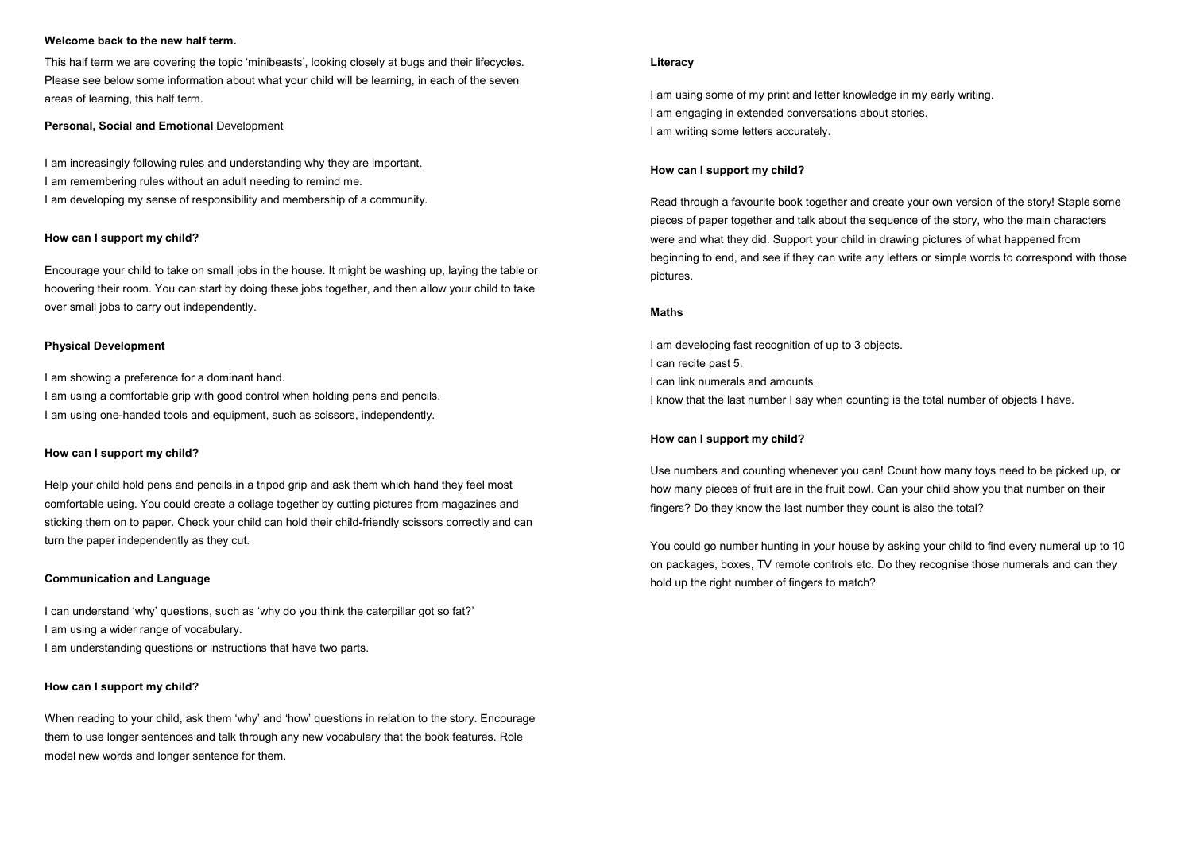**Welcome back to the new half term.**

This half term we are covering the topic 'minibeasts', looking closely at bugs and their lifecycles. Please see below some information about what your child will be learning, in each of the seven areas of learning, this half term.

**Personal, Social and Emotional** Development

I am increasingly following rules and understanding why they are important.
I am remembering rules without an adult needing to remind me.
I am developing my sense of responsibility and membership of a community.

**How can I support my child?**

Encourage your child to take on small jobs in the house. It might be washing up, laying the table or hoovering their room. You can start by doing these jobs together, and then allow your child to take over small jobs to carry out independently.

**Physical Development**

I am showing a preference for a dominant hand.
I am using a comfortable grip with good control when holding pens and pencils.
I am using one-handed tools and equipment, such as scissors, independently.

**How can I support my child?**

Help your child hold pens and pencils in a tripod grip and ask them which hand they feel most comfortable using. You could create a collage together by cutting pictures from magazines and sticking them on to paper. Check your child can hold their child-friendly scissors correctly and can turn the paper independently as they cut.

**Communication and Language**

I can understand 'why' questions, such as 'why do you think the caterpillar got so fat?'
I am using a wider range of vocabulary.
I am understanding questions or instructions that have two parts.

**How can I support my child?**

When reading to your child, ask them 'why' and 'how' questions in relation to the story. Encourage them to use longer sentences and talk through any new vocabulary that the book features. Role model new words and longer sentence for them.

**Literacy**

I am using some of my print and letter knowledge in my early writing.
I am engaging in extended conversations about stories.
I am writing some letters accurately.

**How can I support my child?**

Read through a favourite book together and create your own version of the story! Staple some pieces of paper together and talk about the sequence of the story, who the main characters were and what they did. Support your child in drawing pictures of what happened from beginning to end, and see if they can write any letters or simple words to correspond with those pictures.

**Maths**

I am developing fast recognition of up to 3 objects.
I can recite past 5.
I can link numerals and amounts.
I know that the last number I say when counting is the total number of objects I have.

**How can I support my child?**

Use numbers and counting whenever you can! Count how many toys need to be picked up, or how many pieces of fruit are in the fruit bowl. Can your child show you that number on their fingers? Do they know the last number they count is also the total?

You could go number hunting in your house by asking your child to find every numeral up to 10 on packages, boxes, TV remote controls etc. Do they recognise those numerals and can they hold up the right number of fingers to match?